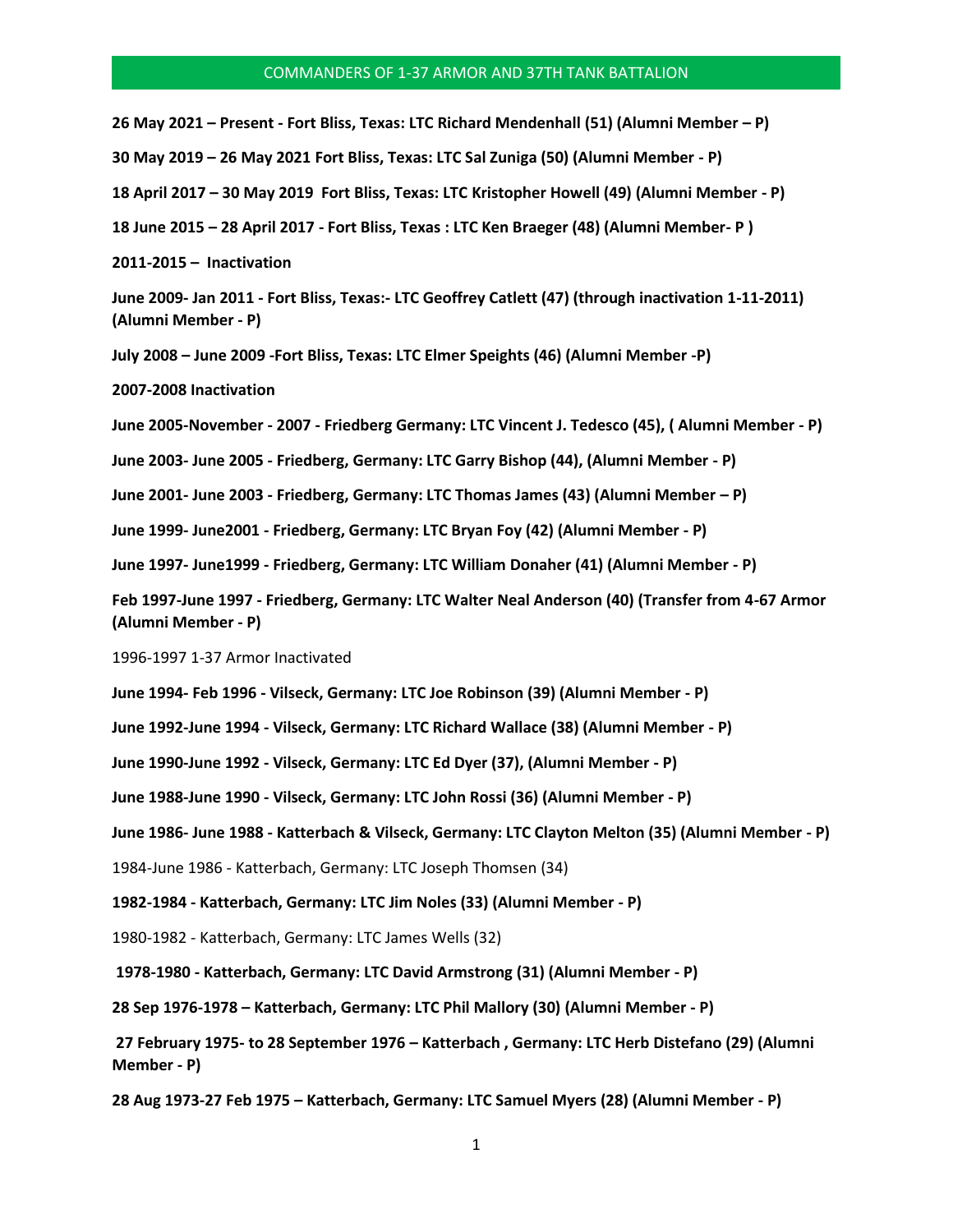# COMMANDERS OF 1-37 ARMOR AND 37TH TANK BATTALION

**26 May 2021 – Present - Fort Bliss, Texas: LTC Richard Mendenhall (51) (Alumni Member – P)**

**30 May 2019 – 26 May 2021 Fort Bliss, Texas: LTC Sal Zuniga (50) (Alumni Member - P)**

**18 April 2017 – 30 May 2019 Fort Bliss, Texas: LTC Kristopher Howell (49) (Alumni Member - P)**

**18 June 2015 – 28 April 2017 - Fort Bliss, Texas : LTC Ken Braeger (48) (Alumni Member- P )**

**2011-2015 – Inactivation**

**June 2009- Jan 2011 - Fort Bliss, Texas:- LTC Geoffrey Catlett (47) (through inactivation 1-11-2011) (Alumni Member - P)**

**July 2008 – June 2009 -Fort Bliss, Texas: LTC Elmer Speights (46) (Alumni Member -P)**

**2007-2008 Inactivation**

**June 2005-November - 2007 - Friedberg Germany: LTC Vincent J. Tedesco (45), ( Alumni Member - P)**

**June 2003- June 2005 - Friedberg, Germany: LTC Garry Bishop (44), (Alumni Member - P)**

**June 2001- June 2003 - Friedberg, Germany: LTC Thomas James (43) (Alumni Member – P)**

**June 1999- June2001 - Friedberg, Germany: LTC Bryan Foy (42) (Alumni Member - P)**

**June 1997- June1999 - Friedberg, Germany: LTC William Donaher (41) (Alumni Member - P)**

**Feb 1997-June 1997 - Friedberg, Germany: LTC Walter Neal Anderson (40) (Transfer from 4-67 Armor (Alumni Member - P)**

1996-1997 1-37 Armor Inactivated

**June 1994- Feb 1996 - Vilseck, Germany: LTC Joe Robinson (39) (Alumni Member - P)**

**June 1992-June 1994 - Vilseck, Germany: LTC Richard Wallace (38) (Alumni Member - P)**

**June 1990-June 1992 - Vilseck, Germany: LTC Ed Dyer (37), (Alumni Member - P)**

**June 1988-June 1990 - Vilseck, Germany: LTC John Rossi (36) (Alumni Member - P)**

**June 1986- June 1988 - Katterbach & Vilseck, Germany: LTC Clayton Melton (35) (Alumni Member - P)**

1984-June 1986 - Katterbach, Germany: LTC Joseph Thomsen (34)

**1982-1984 - Katterbach, Germany: LTC Jim Noles (33) (Alumni Member - P)**

1980-1982 - Katterbach, Germany: LTC James Wells (32)

**1978-1980 - Katterbach, Germany: LTC David Armstrong (31) (Alumni Member - P)**

**28 Sep 1976-1978 – Katterbach, Germany: LTC Phil Mallory (30) (Alumni Member - P)**

**27 February 1975- to 28 September 1976 – Katterbach , Germany: LTC Herb Distefano (29) (Alumni Member - P)**

**28 Aug 1973-27 Feb 1975 – Katterbach, Germany: LTC Samuel Myers (28) (Alumni Member - P)**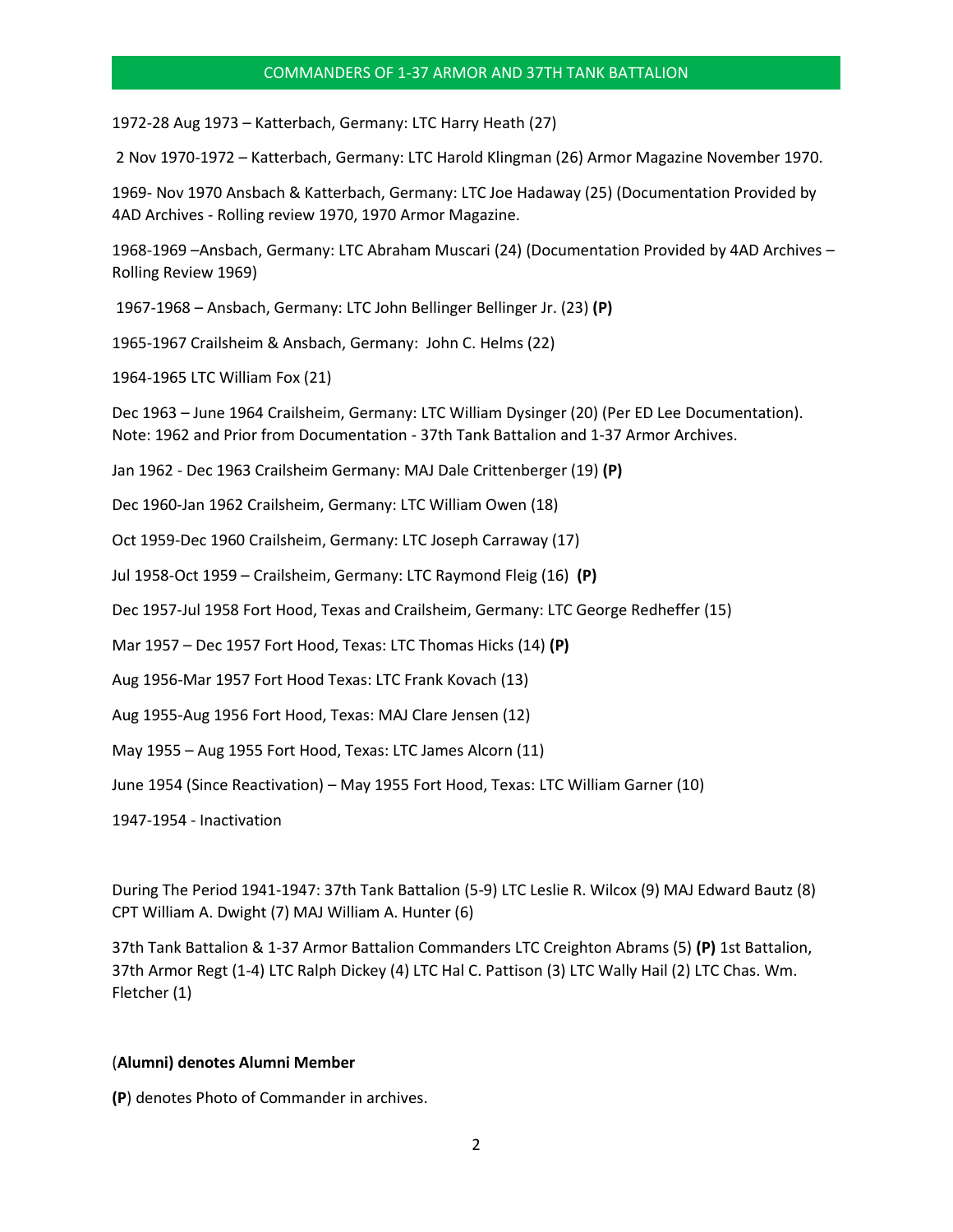## COMMANDERS OF 1-37 ARMOR AND 37TH TANK BATTALION

1972-28 Aug 1973 – Katterbach, Germany: LTC Harry Heath (27)

2 Nov 1970-1972 – Katterbach, Germany: LTC Harold Klingman (26) Armor Magazine November 1970.

1969- Nov 1970 Ansbach & Katterbach, Germany: LTC Joe Hadaway (25) (Documentation Provided by 4AD Archives - Rolling review 1970, 1970 Armor Magazine.

1968-1969 –Ansbach, Germany: LTC Abraham Muscari (24) (Documentation Provided by 4AD Archives – Rolling Review 1969)

1967-1968 – Ansbach, Germany: LTC John Bellinger Bellinger Jr. (23) **(P)**

1965-1967 Crailsheim & Ansbach, Germany: John C. Helms (22)

1964-1965 LTC William Fox (21)

Dec 1963 – June 1964 Crailsheim, Germany: LTC William Dysinger (20) (Per ED Lee Documentation). Note: 1962 and Prior from Documentation - 37th Tank Battalion and 1-37 Armor Archives.

Jan 1962 - Dec 1963 Crailsheim Germany: MAJ Dale Crittenberger (19) **(P)**

Dec 1960-Jan 1962 Crailsheim, Germany: LTC William Owen (18)

Oct 1959-Dec 1960 Crailsheim, Germany: LTC Joseph Carraway (17)

Jul 1958-Oct 1959 – Crailsheim, Germany: LTC Raymond Fleig (16) **(P)**

Dec 1957-Jul 1958 Fort Hood, Texas and Crailsheim, Germany: LTC George Redheffer (15)

Mar 1957 – Dec 1957 Fort Hood, Texas: LTC Thomas Hicks (14) **(P)**

Aug 1956-Mar 1957 Fort Hood Texas: LTC Frank Kovach (13)

Aug 1955-Aug 1956 Fort Hood, Texas: MAJ Clare Jensen (12)

May 1955 – Aug 1955 Fort Hood, Texas: LTC James Alcorn (11)

June 1954 (Since Reactivation) – May 1955 Fort Hood, Texas: LTC William Garner (10)

1947-1954 - Inactivation

During The Period 1941-1947: 37th Tank Battalion (5-9) LTC Leslie R. Wilcox (9) MAJ Edward Bautz (8) CPT William A. Dwight (7) MAJ William A. Hunter (6)

37th Tank Battalion & 1-37 Armor Battalion Commanders LTC Creighton Abrams (5) **(P)** 1st Battalion, 37th Armor Regt (1-4) LTC Ralph Dickey (4) LTC Hal C. Pattison (3) LTC Wally Hail (2) LTC Chas. Wm. Fletcher (1)

(**Alumni) denotes Alumni Member**

**(P**) denotes Photo of Commander in archives.